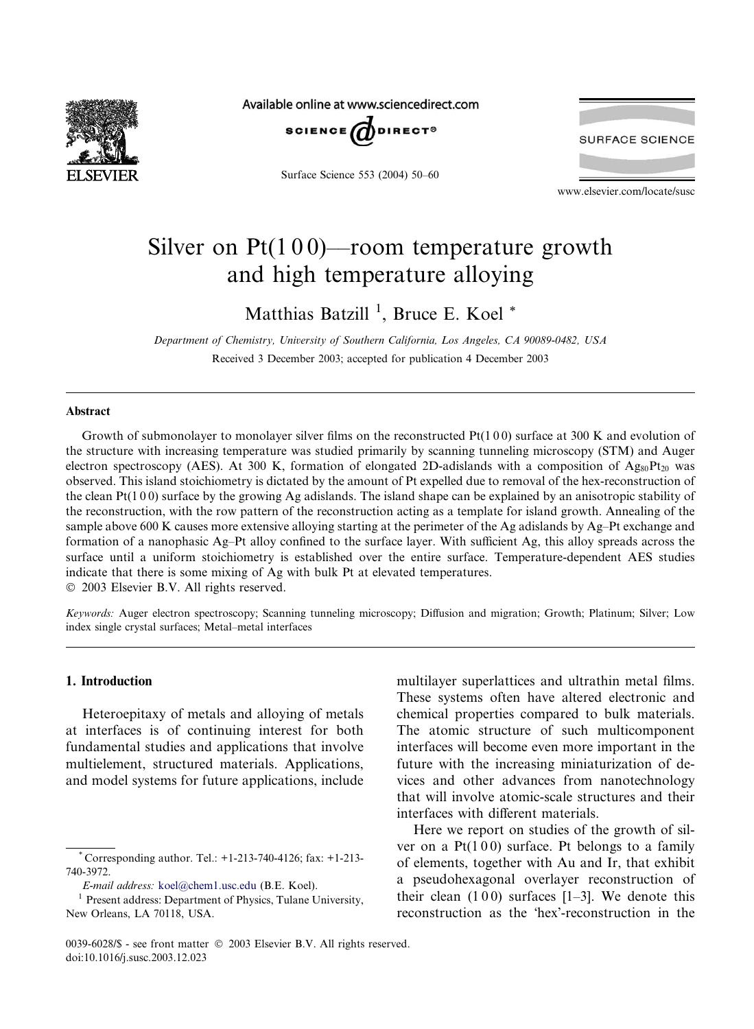# Silver on Pt(1 0 0)—room temperature growth and high temperature alloying

Matthias Batzill [1], Bruce E. Koel *

*Department of Chemistry, University of Southern California, Los Angeles, CA 90089-0482, USA*

Received 3 December 2003; accepted for publication 4 December 2003

## Abstract

Growth of submonolayer to monolayer silver films on the reconstructed Pt(1 0 0) surface at 300 K and evolution of the structure with increasing temperature was studied primarily by scanning tunneling microscopy (STM) and Auger electron spectroscopy (AES). At 300 K, formation of elongated 2D-adislands with a composition of $Ag_{80}Pt_{20}$ was observed. This island stoichiometry is dictated by the amount of Pt expelled due to removal of the hex-reconstruction of the clean Pt(1 0 0) surface by the growing Ag adislands. The island shape can be explained by an anisotropic stability of the reconstruction, with the row pattern of the reconstruction acting as a template for island growth. Annealing of the sample above 600 K causes more extensive alloying starting at the perimeter of the Ag adislands by Ag–Pt exchange and formation of a nanophasic Ag–Pt alloy confined to the surface layer. With sufficient Ag, this alloy spreads across the surface until a uniform stoichiometry is established over the entire surface. Temperature-dependent AES studies indicate that there is some mixing of Ag with bulk Pt at elevated temperatures.

© 2003 Elsevier B.V. All rights reserved.

*Keywords:* Auger electron spectroscopy; Scanning tunneling microscopy; Diffusion and migration; Growth; Platinum; Silver; Low index single crystal surfaces; Metal–metal interfaces

## 1. Introduction

Heteroepitaxy of metals and alloying of metals at interfaces is of continuing interest for both fundamental studies and applications that involve multielement, structured materials. Applications, and model systems for future applications, include multilayer superlattices and ultrathin metal films. These systems often have altered electronic and chemical properties compared to bulk materials. The atomic structure of such multicomponent interfaces will become even more important in the future with the increasing miniaturization of devices and other advances from nanotechnology that will involve atomic-scale structures and their interfaces with different materials.

Here we report on studies of the growth of silver on a Pt(1 0 0) surface. Pt belongs to a family of elements, together with Au and Ir, that exhibit a pseudohexagonal overlayer reconstruction of their clean (1 0 0) surfaces [1–3]. We denote this reconstruction as the 'hex'-reconstruction in the

---

* Corresponding author. Tel.: +1-213-740-4126; fax: +1-213-740-3972.

*E-mail address:* koel@chem1.usc.edu (B.E. Koel).

[1] Present address: Department of Physics, Tulane University, New Orleans, LA 70118, USA.

0039-6028/$ - see front matter © 2003 Elsevier B.V. All rights reserved.
doi:10.1016/j.susc.2003.12.023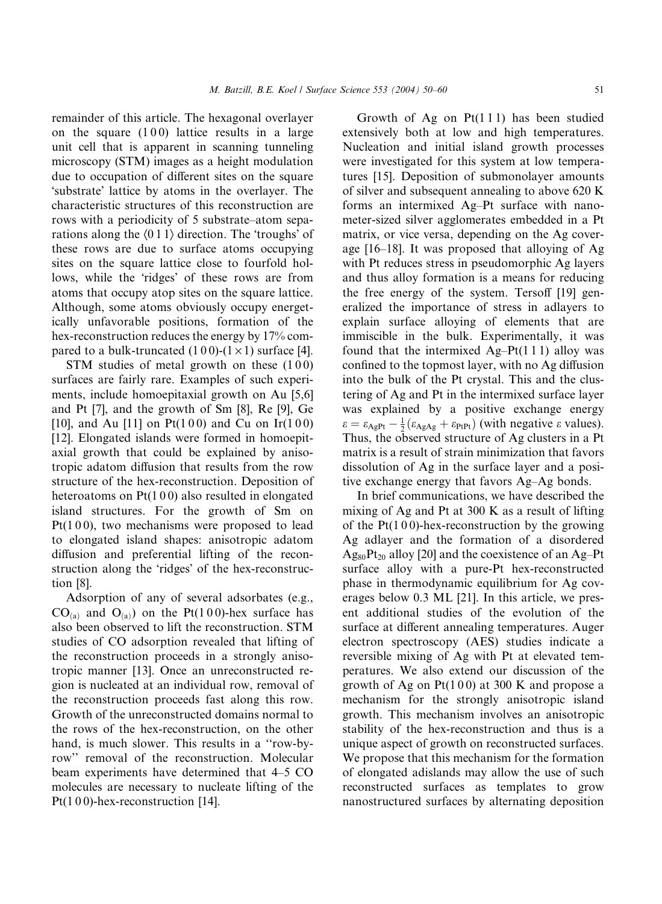remainder of this article. The hexagonal overlayer on the square (1 0 0) lattice results in a large unit cell that is apparent in scanning tunneling microscopy (STM) images as a height modulation due to occupation of different sites on the square 'substrate' lattice by atoms in the overlayer. The characteristic structures of this reconstruction are rows with a periodicity of 5 substrate–atom separations along the ⟨0 1 1⟩ direction. The 'troughs' of these rows are due to surface atoms occupying sites on the square lattice close to fourfold hollows, while the 'ridges' of these rows are from atoms that occupy atop sites on the square lattice. Although, some atoms obviously occupy energetically unfavorable positions, formation of the hex-reconstruction reduces the energy by 17% compared to a bulk-truncated (1 0 0)-(1 × 1) surface [4].

STM studies of metal growth on these (1 0 0) surfaces are fairly rare. Examples of such experiments, include homoepitaxial growth on Au [5,6] and Pt [7], and the growth of Sm [8], Re [9], Ge [10], and Au [11] on Pt(1 0 0) and Cu on Ir(1 0 0) [12]. Elongated islands were formed in homoepitaxial growth that could be explained by anisotropic adatom diffusion that results from the row structure of the hex-reconstruction. Deposition of heteroatoms on Pt(1 0 0) also resulted in elongated island structures. For the growth of Sm on Pt(1 0 0), two mechanisms were proposed to lead to elongated island shapes: anisotropic adatom diffusion and preferential lifting of the reconstruction along the 'ridges' of the hex-reconstruction [8].

Adsorption of any of several adsorbates (e.g., $CO_{(a)}$ and $O_{(a)}$) on the Pt(1 0 0)-hex surface has also been observed to lift the reconstruction. STM studies of CO adsorption revealed that lifting of the reconstruction proceeds in a strongly anisotropic manner [13]. Once an unreconstructed region is nucleated at an individual row, removal of the reconstruction proceeds fast along this row. Growth of the unreconstructed domains normal to the rows of the hex-reconstruction, on the other hand, is much slower. This results in a "row-by-row" removal of the reconstruction. Molecular beam experiments have determined that 4–5 CO molecules are necessary to nucleate lifting of the Pt(1 0 0)-hex-reconstruction [14].

Growth of Ag on Pt(1 1 1) has been studied extensively both at low and high temperatures. Nucleation and initial island growth processes were investigated for this system at low temperatures [15]. Deposition of submonolayer amounts of silver and subsequent annealing to above 620 K forms an intermixed Ag–Pt surface with nanometer-sized silver agglomerates embedded in a Pt matrix, or vice versa, depending on the Ag coverage [16–18]. It was proposed that alloying of Ag with Pt reduces stress in pseudomorphic Ag layers and thus alloy formation is a means for reducing the free energy of the system. Tersoff [19] generalized the importance of stress in adlayers to explain surface alloying of elements that are immiscible in the bulk. Experimentally, it was found that the intermixed Ag–Pt(1 1 1) alloy was confined to the topmost layer, with no Ag diffusion into the bulk of the Pt crystal. This and the clustering of Ag and Pt in the intermixed surface layer was explained by a positive exchange energy $\varepsilon = \varepsilon_{AgPt} - \frac{1}{2}(\varepsilon_{AgAg} + \varepsilon_{PtPt})$ (with negative $\varepsilon$ values). Thus, the observed structure of Ag clusters in a Pt matrix is a result of strain minimization that favors dissolution of Ag in the surface layer and a positive exchange energy that favors Ag–Ag bonds.

In brief communications, we have described the mixing of Ag and Pt at 300 K as a result of lifting of the Pt(1 0 0)-hex-reconstruction by the growing Ag adlayer and the formation of a disordered $Ag_{80}Pt_{20}$ alloy [20] and the coexistence of an Ag–Pt surface alloy with a pure-Pt hex-reconstructed phase in thermodynamic equilibrium for Ag coverages below 0.3 ML [21]. In this article, we present additional studies of the evolution of the surface at different annealing temperatures. Auger electron spectroscopy (AES) studies indicate a reversible mixing of Ag with Pt at elevated temperatures. We also extend our discussion of the growth of Ag on Pt(1 0 0) at 300 K and propose a mechanism for the strongly anisotropic island growth. This mechanism involves an anisotropic stability of the hex-reconstruction and thus is a unique aspect of growth on reconstructed surfaces. We propose that this mechanism for the formation of elongated adislands may allow the use of such reconstructed surfaces as templates to grow nanostructured surfaces by alternating deposition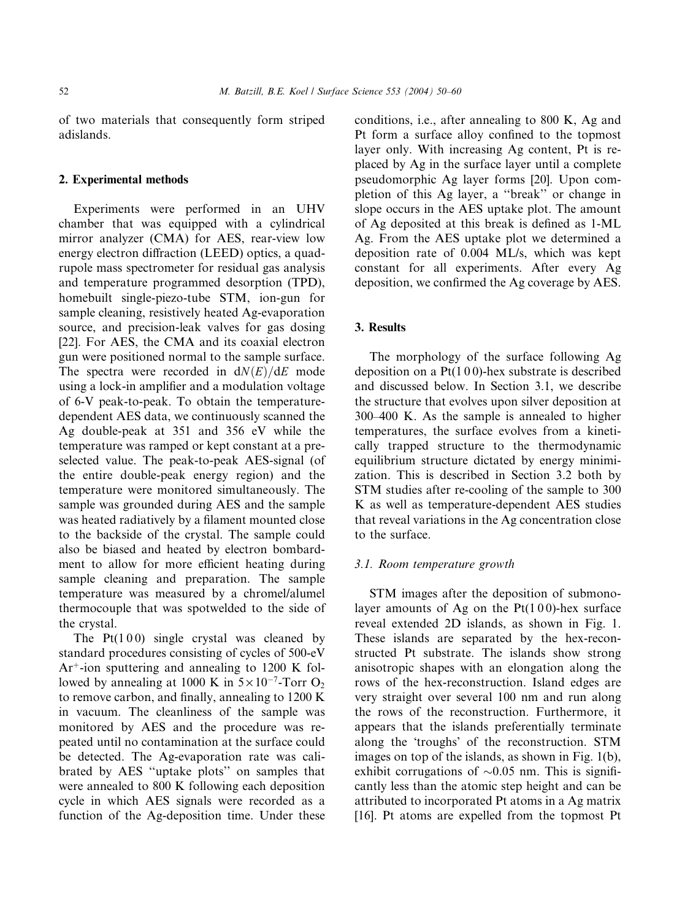of two materials that consequently form striped adislands.

## 2. Experimental methods

Experiments were performed in an UHV chamber that was equipped with a cylindrical mirror analyzer (CMA) for AES, rear-view low energy electron diffraction (LEED) optics, a quadrupole mass spectrometer for residual gas analysis and temperature programmed desorption (TPD), homebuilt single-piezo-tube STM, ion-gun for sample cleaning, resistively heated Ag-evaporation source, and precision-leak valves for gas dosing [22]. For AES, the CMA and its coaxial electron gun were positioned normal to the sample surface. The spectra were recorded in $dN(E)/dE$ mode using a lock-in amplifier and a modulation voltage of 6-V peak-to-peak. To obtain the temperature-dependent AES data, we continuously scanned the Ag double-peak at 351 and 356 eV while the temperature was ramped or kept constant at a preselected value. The peak-to-peak AES-signal (of the entire double-peak energy region) and the temperature were monitored simultaneously. The sample was grounded during AES and the sample was heated radiatively by a filament mounted close to the backside of the crystal. The sample could also be biased and heated by electron bombardment to allow for more efficient heating during sample cleaning and preparation. The sample temperature was measured by a chromel/alumel thermocouple that was spotwelded to the side of the crystal.

The Pt(1 0 0) single crystal was cleaned by standard procedures consisting of cycles of 500-eV $Ar^+$-ion sputtering and annealing to 1200 K followed by annealing at 1000 K in $5\times10^{-7}$-Torr $O_2$ to remove carbon, and finally, annealing to 1200 K in vacuum. The cleanliness of the sample was monitored by AES and the procedure was repeated until no contamination at the surface could be detected. The Ag-evaporation rate was calibrated by AES "uptake plots" on samples that were annealed to 800 K following each deposition cycle in which AES signals were recorded as a function of the Ag-deposition time. Under these conditions, i.e., after annealing to 800 K, Ag and Pt form a surface alloy confined to the topmost layer only. With increasing Ag content, Pt is replaced by Ag in the surface layer until a complete pseudomorphic Ag layer forms [20]. Upon completion of this Ag layer, a "break" or change in slope occurs in the AES uptake plot. The amount of Ag deposited at this break is defined as 1-ML Ag. From the AES uptake plot we determined a deposition rate of 0.004 ML/s, which was kept constant for all experiments. After every Ag deposition, we confirmed the Ag coverage by AES.

## 3. Results

The morphology of the surface following Ag deposition on a Pt(1 0 0)-hex substrate is described and discussed below. In Section 3.1, we describe the structure that evolves upon silver deposition at 300–400 K. As the sample is annealed to higher temperatures, the surface evolves from a kinetically trapped structure to the thermodynamic equilibrium structure dictated by energy minimization. This is described in Section 3.2 both by STM studies after re-cooling of the sample to 300 K as well as temperature-dependent AES studies that reveal variations in the Ag concentration close to the surface.

### 3.1. Room temperature growth

STM images after the deposition of submonolayer amounts of Ag on the Pt(1 0 0)-hex surface reveal extended 2D islands, as shown in Fig. 1. These islands are separated by the hex-reconstructed Pt substrate. The islands show strong anisotropic shapes with an elongation along the rows of the hex-reconstruction. Island edges are very straight over several 100 nm and run along the rows of the reconstruction. Furthermore, it appears that the islands preferentially terminate along the 'troughs' of the reconstruction. STM images on top of the islands, as shown in Fig. 1(b), exhibit corrugations of $\sim$0.05 nm. This is significantly less than the atomic step height and can be attributed to incorporated Pt atoms in a Ag matrix [16]. Pt atoms are expelled from the topmost Pt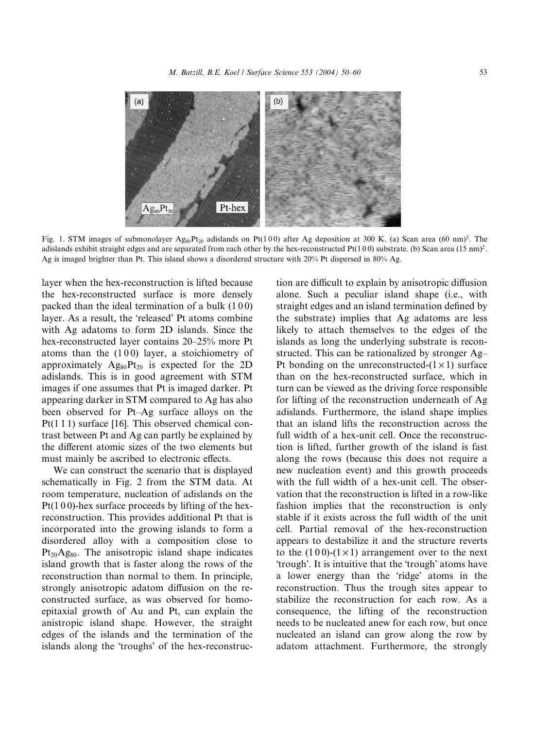Fig. 1. STM images of submonolayer $Ag_{80}Pt_{20}$ adislands on Pt(1 0 0) after Ag deposition at 300 K. (a) Scan area (60 nm)$^2$. The adislands exhibit straight edges and are separated from each other by the hex-reconstructed Pt(1 0 0) substrate. (b) Scan area (15 nm)$^2$. Ag is imaged brighter than Pt. This island shows a disordered structure with 20% Pt dispersed in 80% Ag.

layer when the hex-reconstruction is lifted because the hex-reconstructed surface is more densely packed than the ideal termination of a bulk (1 0 0) layer. As a result, the 'released' Pt atoms combine with Ag adatoms to form 2D islands. Since the hex-reconstructed layer contains 20–25% more Pt atoms than the (1 0 0) layer, a stoichiometry of approximately $Ag_{80}Pt_{20}$ is expected for the 2D adislands. This is in good agreement with STM images if one assumes that Pt is imaged darker. Pt appearing darker in STM compared to Ag has also been observed for Pt–Ag surface alloys on the Pt(1 1 1) surface [16]. This observed chemical contrast between Pt and Ag can partly be explained by the different atomic sizes of the two elements but must mainly be ascribed to electronic effects.

We can construct the scenario that is displayed schematically in Fig. 2 from the STM data. At room temperature, nucleation of adislands on the Pt(1 0 0)-hex surface proceeds by lifting of the hex-reconstruction. This provides additional Pt that is incorporated into the growing islands to form a disordered alloy with a composition close to $Pt_{20}Ag_{80}$. The anisotropic island shape indicates island growth that is faster along the rows of the reconstruction than normal to them. In principle, strongly anisotropic adatom diffusion on the reconstructed surface, as was observed for homoepitaxial growth of Au and Pt, can explain the anistropic island shape. However, the straight edges of the islands and the termination of the islands along the 'troughs' of the hex-reconstruction are difficult to explain by anisotropic diffusion alone. Such a peculiar island shape (i.e., with straight edges and an island termination defined by the substrate) implies that Ag adatoms are less likely to attach themselves to the edges of the islands as long the underlying substrate is reconstructed. This can be rationalized by stronger Ag–Pt bonding on the unreconstructed-(1 × 1) surface than on the hex-reconstructed surface, which in turn can be viewed as the driving force responsible for lifting of the reconstruction underneath of Ag adislands. Furthermore, the island shape implies that an island lifts the reconstruction across the full width of a hex-unit cell. Once the reconstruction is lifted, further growth of the island is fast along the rows (because this does not require a new nucleation event) and this growth proceeds with the full width of a hex-unit cell. The observation that the reconstruction is lifted in a row-like fashion implies that the reconstruction is only stable if it exists across the full width of the unit cell. Partial removal of the hex-reconstruction appears to destabilize it and the structure reverts to the (1 0 0)-(1 × 1) arrangement over to the next 'trough'. It is intuitive that the 'trough' atoms have a lower energy than the 'ridge' atoms in the reconstruction. Thus the trough sites appear to stabilize the reconstruction for each row. As a consequence, the lifting of the reconstruction needs to be nucleated anew for each row, but once nucleated an island can grow along the row by adatom attachment. Furthermore, the strongly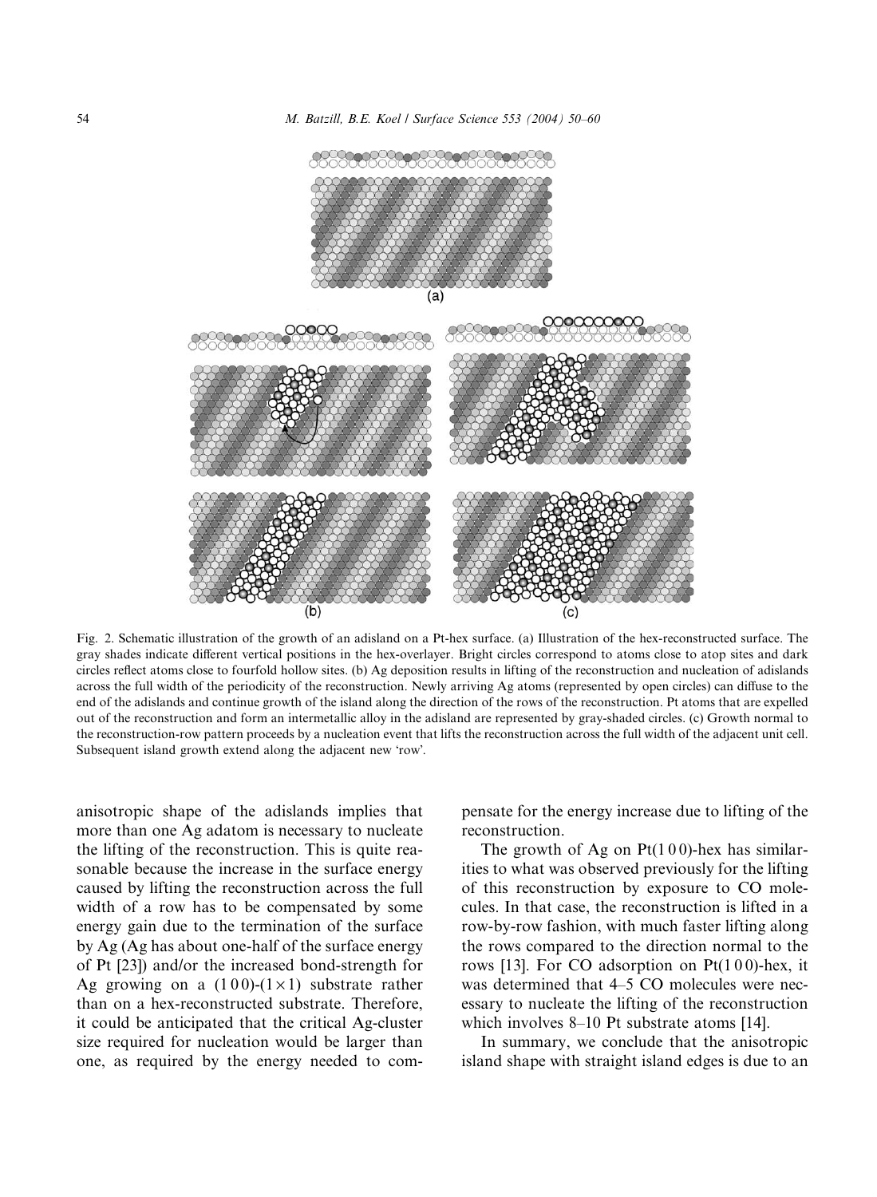Fig. 2. Schematic illustration of the growth of an adisland on a Pt-hex surface. (a) Illustration of the hex-reconstructed surface. The gray shades indicate different vertical positions in the hex-overlayer. Bright circles correspond to atoms close to atop sites and dark circles reflect atoms close to fourfold hollow sites. (b) Ag deposition results in lifting of the reconstruction and nucleation of adislands across the full width of the periodicity of the reconstruction. Newly arriving Ag atoms (represented by open circles) can diffuse to the end of the adislands and continue growth of the island along the direction of the rows of the reconstruction. Pt atoms that are expelled out of the reconstruction and form an intermetallic alloy in the adisland are represented by gray-shaded circles. (c) Growth normal to the reconstruction-row pattern proceeds by a nucleation event that lifts the reconstruction across the full width of the adjacent unit cell. Subsequent island growth extend along the adjacent new 'row'.

anisotropic shape of the adislands implies that more than one Ag adatom is necessary to nucleate the lifting of the reconstruction. This is quite reasonable because the increase in the surface energy caused by lifting the reconstruction across the full width of a row has to be compensated by some energy gain due to the termination of the surface by Ag (Ag has about one-half of the surface energy of Pt [23]) and/or the increased bond-strength for Ag growing on a (1 0 0)-(1×1) substrate rather than on a hex-reconstructed substrate. Therefore, it could be anticipated that the critical Ag-cluster size required for nucleation would be larger than one, as required by the energy needed to compensate for the energy increase due to lifting of the reconstruction.

The growth of Ag on Pt(1 0 0)-hex has similarities to what was observed previously for the lifting of this reconstruction by exposure to CO molecules. In that case, the reconstruction is lifted in a row-by-row fashion, with much faster lifting along the rows compared to the direction normal to the rows [13]. For CO adsorption on Pt(1 0 0)-hex, it was determined that 4–5 CO molecules were necessary to nucleate the lifting of the reconstruction which involves 8–10 Pt substrate atoms [14].

In summary, we conclude that the anisotropic island shape with straight island edges is due to an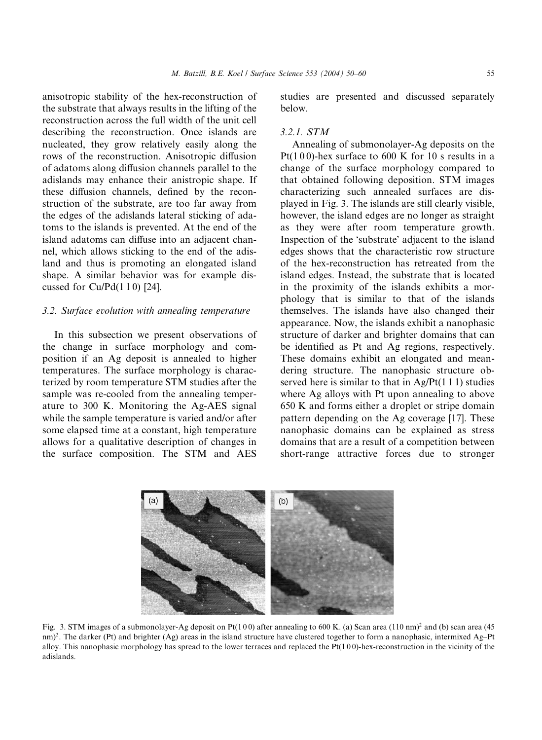anisotropic stability of the hex-reconstruction of the substrate that always results in the lifting of the reconstruction across the full width of the unit cell describing the reconstruction. Once islands are nucleated, they grow relatively easily along the rows of the reconstruction. Anisotropic diffusion of adatoms along diffusion channels parallel to the adislands may enhance their anistropic shape. If these diffusion channels, defined by the reconstruction of the substrate, are too far away from the edges of the adislands lateral sticking of adatoms to the islands is prevented. At the end of the island adatoms can diffuse into an adjacent channel, which allows sticking to the end of the adisland and thus is promoting an elongated island shape. A similar behavior was for example discussed for Cu/Pd(1 1 0) [24].

### 3.2. Surface evolution with annealing temperature

In this subsection we present observations of the change in surface morphology and composition if an Ag deposit is annealed to higher temperatures. The surface morphology is characterized by room temperature STM studies after the sample was re-cooled from the annealing temperature to 300 K. Monitoring the Ag-AES signal while the sample temperature is varied and/or after some elapsed time at a constant, high temperature allows for a qualitative description of changes in the surface composition. The STM and AES studies are presented and discussed separately below.

#### 3.2.1. STM

Annealing of submonolayer-Ag deposits on the Pt(1 0 0)-hex surface to 600 K for 10 s results in a change of the surface morphology compared to that obtained following deposition. STM images characterizing such annealed surfaces are displayed in Fig. 3. The islands are still clearly visible, however, the island edges are no longer as straight as they were after room temperature growth. Inspection of the 'substrate' adjacent to the island edges shows that the characteristic row structure of the hex-reconstruction has retreated from the island edges. Instead, the substrate that is located in the proximity of the islands exhibits a morphology that is similar to that of the islands themselves. The islands have also changed their appearance. Now, the islands exhibit a nanophasic structure of darker and brighter domains that can be identified as Pt and Ag regions, respectively. These domains exhibit an elongated and meandering structure. The nanophasic structure observed here is similar to that in Ag/Pt(1 1 1) studies where Ag alloys with Pt upon annealing to above 650 K and forms either a droplet or stripe domain pattern depending on the Ag coverage [17]. These nanophasic domains can be explained as stress domains that are a result of a competition between short-range attractive forces due to stronger

Fig. 3. STM images of a submonolayer-Ag deposit on Pt(1 0 0) after annealing to 600 K. (a) Scan area $(110\ \text{nm})^2$ and (b) scan area $(45\ \text{nm})^2$. The darker (Pt) and brighter (Ag) areas in the island structure have clustered together to form a nanophasic, intermixed Ag–Pt alloy. This nanophasic morphology has spread to the lower terraces and replaced the Pt(1 0 0)-hex-reconstruction in the vicinity of the adislands.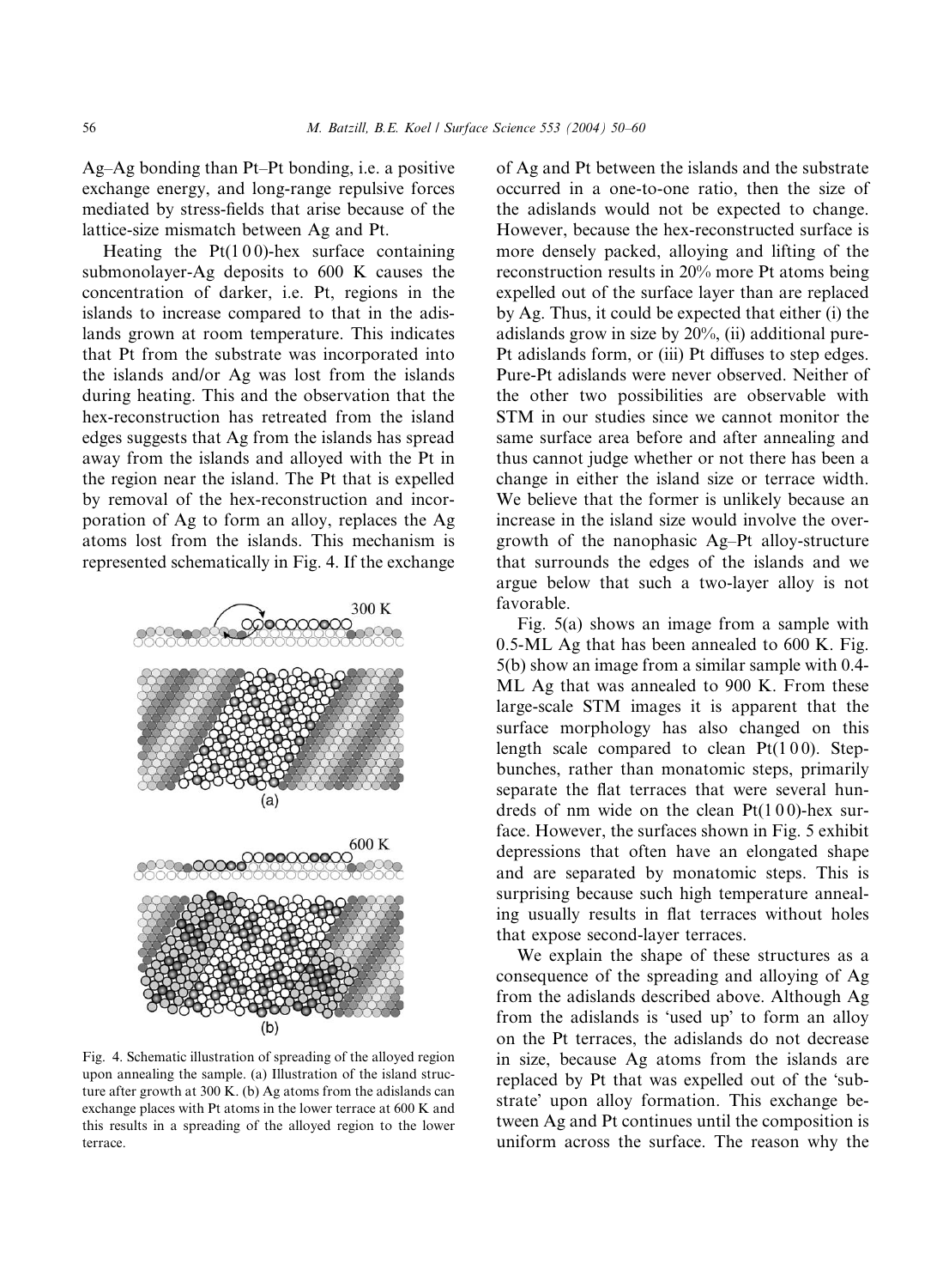Ag–Ag bonding than Pt–Pt bonding, i.e. a positive exchange energy, and long-range repulsive forces mediated by stress-fields that arise because of the lattice-size mismatch between Ag and Pt.

Heating the Pt(1 0 0)-hex surface containing submonolayer-Ag deposits to 600 K causes the concentration of darker, i.e. Pt, regions in the islands to increase compared to that in the adislands grown at room temperature. This indicates that Pt from the substrate was incorporated into the islands and/or Ag was lost from the islands during heating. This and the observation that the hex-reconstruction has retreated from the island edges suggests that Ag from the islands has spread away from the islands and alloyed with the Pt in the region near the island. The Pt that is expelled by removal of the hex-reconstruction and incorporation of Ag to form an alloy, replaces the Ag atoms lost from the islands. This mechanism is represented schematically in Fig. 4. If the exchange of Ag and Pt between the islands and the substrate occurred in a one-to-one ratio, then the size of the adislands would not be expected to change. However, because the hex-reconstructed surface is more densely packed, alloying and lifting of the reconstruction results in 20% more Pt atoms being expelled out of the surface layer than are replaced by Ag. Thus, it could be expected that either (i) the adislands grow in size by 20%, (ii) additional pure-Pt adislands form, or (iii) Pt diffuses to step edges. Pure-Pt adislands were never observed. Neither of the other two possibilities are observable with STM in our studies since we cannot monitor the same surface area before and after annealing and thus cannot judge whether or not there has been a change in either the island size or terrace width. We believe that the former is unlikely because an increase in the island size would involve the overgrowth of the nanophasic Ag–Pt alloy-structure that surrounds the edges of the islands and we argue below that such a two-layer alloy is not favorable.

Fig. 4. Schematic illustration of spreading of the alloyed region upon annealing the sample. (a) Illustration of the island structure after growth at 300 K. (b) Ag atoms from the adislands can exchange places with Pt atoms in the lower terrace at 600 K and this results in a spreading of the alloyed region to the lower terrace.

Fig. 5(a) shows an image from a sample with 0.5-ML Ag that has been annealed to 600 K. Fig. 5(b) show an image from a similar sample with 0.4-ML Ag that was annealed to 900 K. From these large-scale STM images it is apparent that the surface morphology has also changed on this length scale compared to clean Pt(1 0 0). Step-bunches, rather than monatomic steps, primarily separate the flat terraces that were several hundreds of nm wide on the clean Pt(1 0 0)-hex surface. However, the surfaces shown in Fig. 5 exhibit depressions that often have an elongated shape and are separated by monatomic steps. This is surprising because such high temperature annealing usually results in flat terraces without holes that expose second-layer terraces.

We explain the shape of these structures as a consequence of the spreading and alloying of Ag from the adislands described above. Although Ag from the adislands is 'used up' to form an alloy on the Pt terraces, the adislands do not decrease in size, because Ag atoms from the islands are replaced by Pt that was expelled out of the 'substrate' upon alloy formation. This exchange between Ag and Pt continues until the composition is uniform across the surface. The reason why the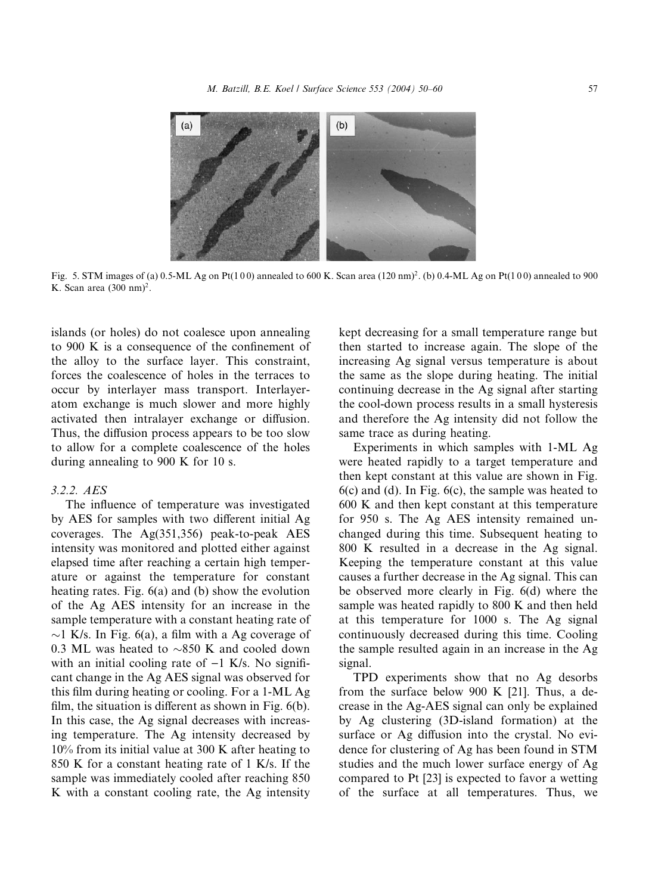Fig. 5. STM images of (a) 0.5-ML Ag on Pt(1 0 0) annealed to 600 K. Scan area (120 nm)$^2$. (b) 0.4-ML Ag on Pt(1 0 0) annealed to 900 K. Scan area (300 nm)$^2$.

islands (or holes) do not coalesce upon annealing to 900 K is a consequence of the confinement of the alloy to the surface layer. This constraint, forces the coalescence of holes in the terraces to occur by interlayer mass transport. Interlayer-atom exchange is much slower and more highly activated then intralayer exchange or diffusion. Thus, the diffusion process appears to be too slow to allow for a complete coalescence of the holes during annealing to 900 K for 10 s.

### 3.2.2. AES

The influence of temperature was investigated by AES for samples with two different initial Ag coverages. The Ag(351,356) peak-to-peak AES intensity was monitored and plotted either against elapsed time after reaching a certain high temperature or against the temperature for constant heating rates. Fig. 6(a) and (b) show the evolution of the Ag AES intensity for an increase in the sample temperature with a constant heating rate of ~1 K/s. In Fig. 6(a), a film with a Ag coverage of 0.3 ML was heated to ~850 K and cooled down with an initial cooling rate of −1 K/s. No significant change in the Ag AES signal was observed for this film during heating or cooling. For a 1-ML Ag film, the situation is different as shown in Fig. 6(b). In this case, the Ag signal decreases with increasing temperature. The Ag intensity decreased by 10% from its initial value at 300 K after heating to 850 K for a constant heating rate of 1 K/s. If the sample was immediately cooled after reaching 850 K with a constant cooling rate, the Ag intensity kept decreasing for a small temperature range but then started to increase again. The slope of the increasing Ag signal versus temperature is about the same as the slope during heating. The initial continuing decrease in the Ag signal after starting the cool-down process results in a small hysteresis and therefore the Ag intensity did not follow the same trace as during heating.

Experiments in which samples with 1-ML Ag were heated rapidly to a target temperature and then kept constant at this value are shown in Fig. 6(c) and (d). In Fig. 6(c), the sample was heated to 600 K and then kept constant at this temperature for 950 s. The Ag AES intensity remained unchanged during this time. Subsequent heating to 800 K resulted in a decrease in the Ag signal. Keeping the temperature constant at this value causes a further decrease in the Ag signal. This can be observed more clearly in Fig. 6(d) where the sample was heated rapidly to 800 K and then held at this temperature for 1000 s. The Ag signal continuously decreased during this time. Cooling the sample resulted again in an increase in the Ag signal.

TPD experiments show that no Ag desorbs from the surface below 900 K [21]. Thus, a decrease in the Ag-AES signal can only be explained by Ag clustering (3D-island formation) at the surface or Ag diffusion into the crystal. No evidence for clustering of Ag has been found in STM studies and the much lower surface energy of Ag compared to Pt [23] is expected to favor a wetting of the surface at all temperatures. Thus, we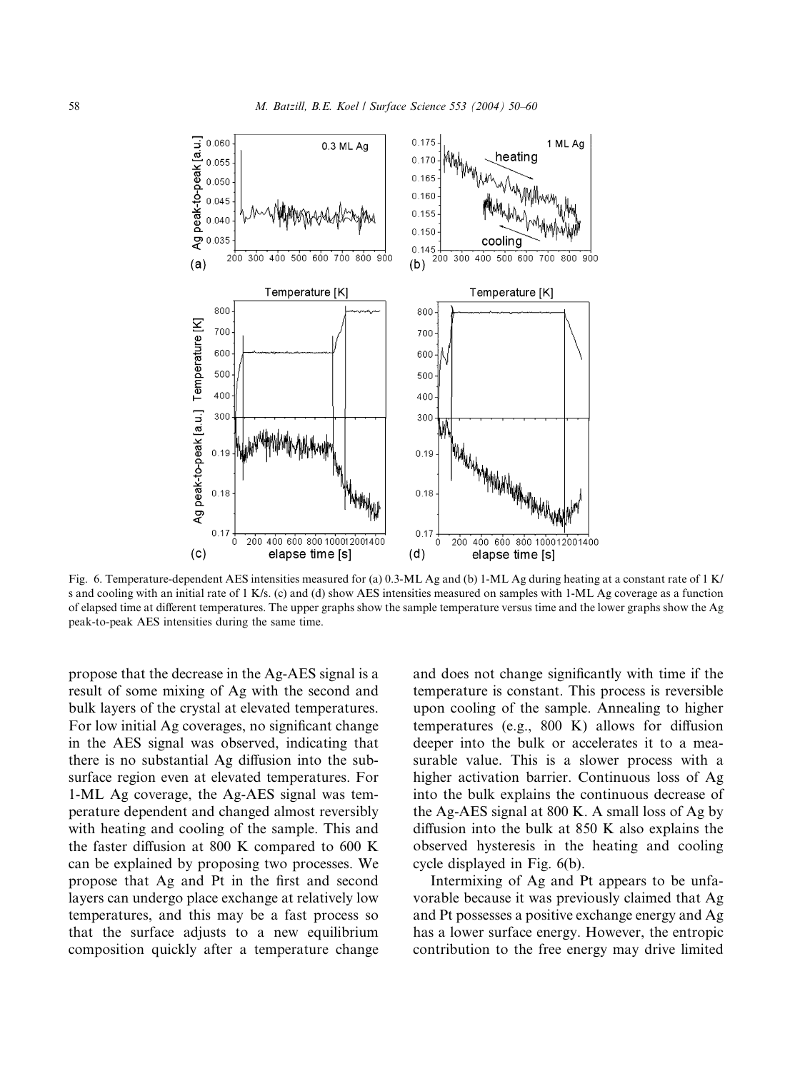Fig. 6. Temperature-dependent AES intensities measured for (a) 0.3-ML Ag and (b) 1-ML Ag during heating at a constant rate of 1 K/s and cooling with an initial rate of 1 K/s. (c) and (d) show AES intensities measured on samples with 1-ML Ag coverage as a function of elapsed time at different temperatures. The upper graphs show the sample temperature versus time and the lower graphs show the Ag peak-to-peak AES intensities during the same time.

propose that the decrease in the Ag-AES signal is a result of some mixing of Ag with the second and bulk layers of the crystal at elevated temperatures. For low initial Ag coverages, no significant change in the AES signal was observed, indicating that there is no substantial Ag diffusion into the subsurface region even at elevated temperatures. For 1-ML Ag coverage, the Ag-AES signal was temperature dependent and changed almost reversibly with heating and cooling of the sample. This and the faster diffusion at 800 K compared to 600 K can be explained by proposing two processes. We propose that Ag and Pt in the first and second layers can undergo place exchange at relatively low temperatures, and this may be a fast process so that the surface adjusts to a new equilibrium composition quickly after a temperature change and does not change significantly with time if the temperature is constant. This process is reversible upon cooling of the sample. Annealing to higher temperatures (e.g., 800 K) allows for diffusion deeper into the bulk or accelerates it to a measurable value. This is a slower process with a higher activation barrier. Continuous loss of Ag into the bulk explains the continuous decrease of the Ag-AES signal at 800 K. A small loss of Ag by diffusion into the bulk at 850 K also explains the observed hysteresis in the heating and cooling cycle displayed in Fig. 6(b).

Intermixing of Ag and Pt appears to be unfavorable because it was previously claimed that Ag and Pt possesses a positive exchange energy and Ag has a lower surface energy. However, the entropic contribution to the free energy may drive limited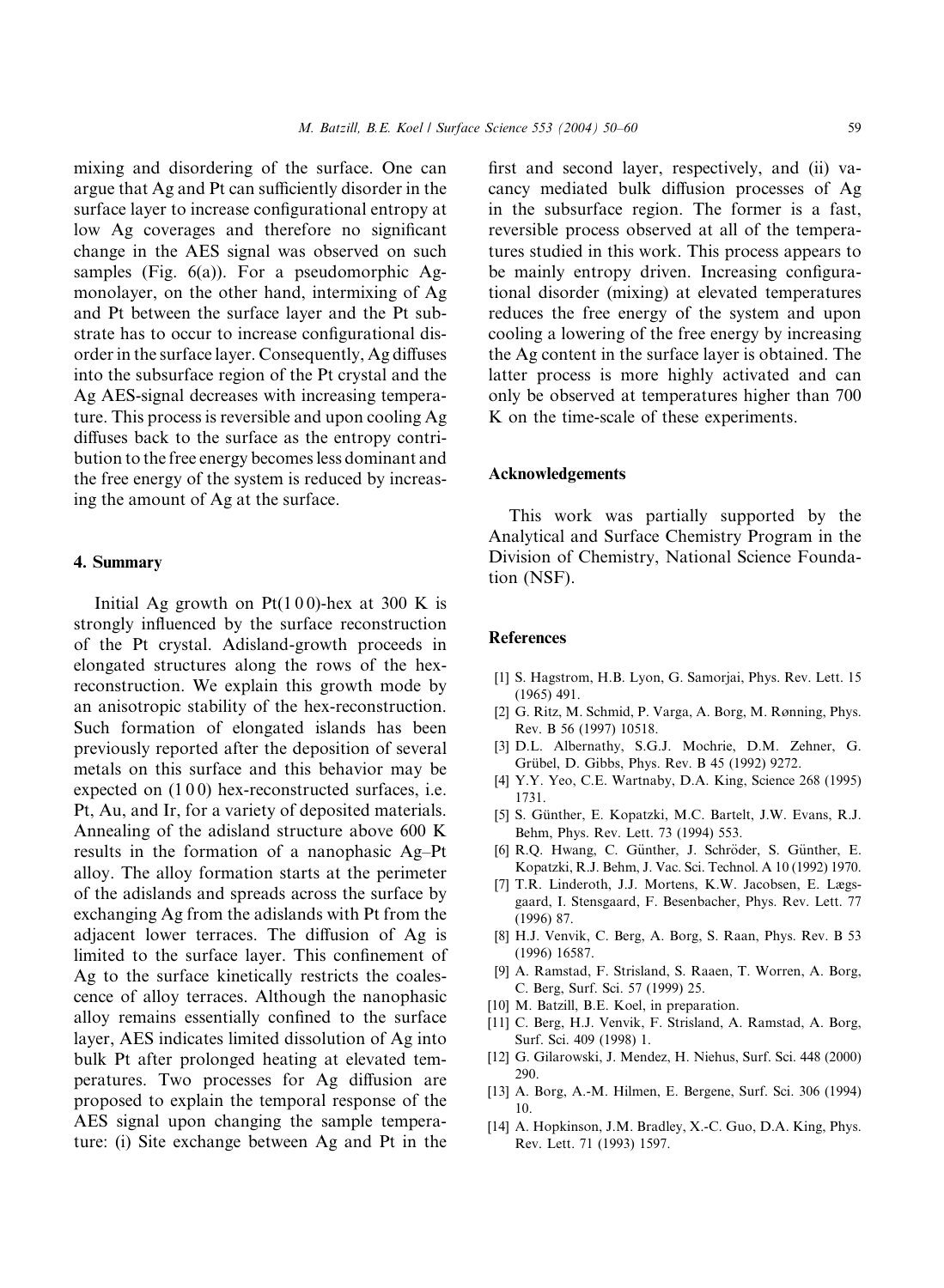mixing and disordering of the surface. One can argue that Ag and Pt can sufficiently disorder in the surface layer to increase configurational entropy at low Ag coverages and therefore no significant change in the AES signal was observed on such samples (Fig. 6(a)). For a pseudomorphic Ag-monolayer, on the other hand, intermixing of Ag and Pt between the surface layer and the Pt substrate has to occur to increase configurational disorder in the surface layer. Consequently, Ag diffuses into the subsurface region of the Pt crystal and the Ag AES-signal decreases with increasing temperature. This process is reversible and upon cooling Ag diffuses back to the surface as the entropy contribution to the free energy becomes less dominant and the free energy of the system is reduced by increasing the amount of Ag at the surface.

## 4. Summary

Initial Ag growth on Pt(1 0 0)-hex at 300 K is strongly influenced by the surface reconstruction of the Pt crystal. Adisland-growth proceeds in elongated structures along the rows of the hex-reconstruction. We explain this growth mode by an anisotropic stability of the hex-reconstruction. Such formation of elongated islands has been previously reported after the deposition of several metals on this surface and this behavior may be expected on (1 0 0) hex-reconstructed surfaces, i.e. Pt, Au, and Ir, for a variety of deposited materials. Annealing of the adisland structure above 600 K results in the formation of a nanophasic Ag–Pt alloy. The alloy formation starts at the perimeter of the adislands and spreads across the surface by exchanging Ag from the adislands with Pt from the adjacent lower terraces. The diffusion of Ag is limited to the surface layer. This confinement of Ag to the surface kinetically restricts the coalescence of alloy terraces. Although the nanophasic alloy remains essentially confined to the surface layer, AES indicates limited dissolution of Ag into bulk Pt after prolonged heating at elevated temperatures. Two processes for Ag diffusion are proposed to explain the temporal response of the AES signal upon changing the sample temperature: (i) Site exchange between Ag and Pt in the first and second layer, respectively, and (ii) vacancy mediated bulk diffusion processes of Ag in the subsurface region. The former is a fast, reversible process observed at all of the temperatures studied in this work. This process appears to be mainly entropy driven. Increasing configurational disorder (mixing) at elevated temperatures reduces the free energy of the system and upon cooling a lowering of the free energy by increasing the Ag content in the surface layer is obtained. The latter process is more highly activated and can only be observed at temperatures higher than 700 K on the time-scale of these experiments.

## Acknowledgements

This work was partially supported by the Analytical and Surface Chemistry Program in the Division of Chemistry, National Science Foundation (NSF).

## References

[1] S. Hagstrom, H.B. Lyon, G. Samorjai, Phys. Rev. Lett. 15 (1965) 491.

[2] G. Ritz, M. Schmid, P. Varga, A. Borg, M. Rønning, Phys. Rev. B 56 (1997) 10518.

[3] D.L. Albernathy, S.G.J. Mochrie, D.M. Zehner, G. Grübel, D. Gibbs, Phys. Rev. B 45 (1992) 9272.

[4] Y.Y. Yeo, C.E. Wartnaby, D.A. King, Science 268 (1995) 1731.

[5] S. Günther, E. Kopatzki, M.C. Bartelt, J.W. Evans, R.J. Behm, Phys. Rev. Lett. 73 (1994) 553.

[6] R.Q. Hwang, C. Günther, J. Schröder, S. Günther, E. Kopatzki, R.J. Behm, J. Vac. Sci. Technol. A 10 (1992) 1970.

[7] T.R. Linderoth, J.J. Mortens, K.W. Jacobsen, E. Lægsgaard, I. Stensgaard, F. Besenbacher, Phys. Rev. Lett. 77 (1996) 87.

[8] H.J. Venvik, C. Berg, A. Borg, S. Raan, Phys. Rev. B 53 (1996) 16587.

[9] A. Ramstad, F. Strisland, S. Raaen, T. Worren, A. Borg, C. Berg, Surf. Sci. 57 (1999) 25.

[10] M. Batzill, B.E. Koel, in preparation.

[11] C. Berg, H.J. Venvik, F. Strisland, A. Ramstad, A. Borg, Surf. Sci. 409 (1998) 1.

[12] G. Gilarowski, J. Mendez, H. Niehus, Surf. Sci. 448 (2000) 290.

[13] A. Borg, A.-M. Hilmen, E. Bergene, Surf. Sci. 306 (1994) 10.

[14] A. Hopkinson, J.M. Bradley, X.-C. Guo, D.A. King, Phys. Rev. Lett. 71 (1993) 1597.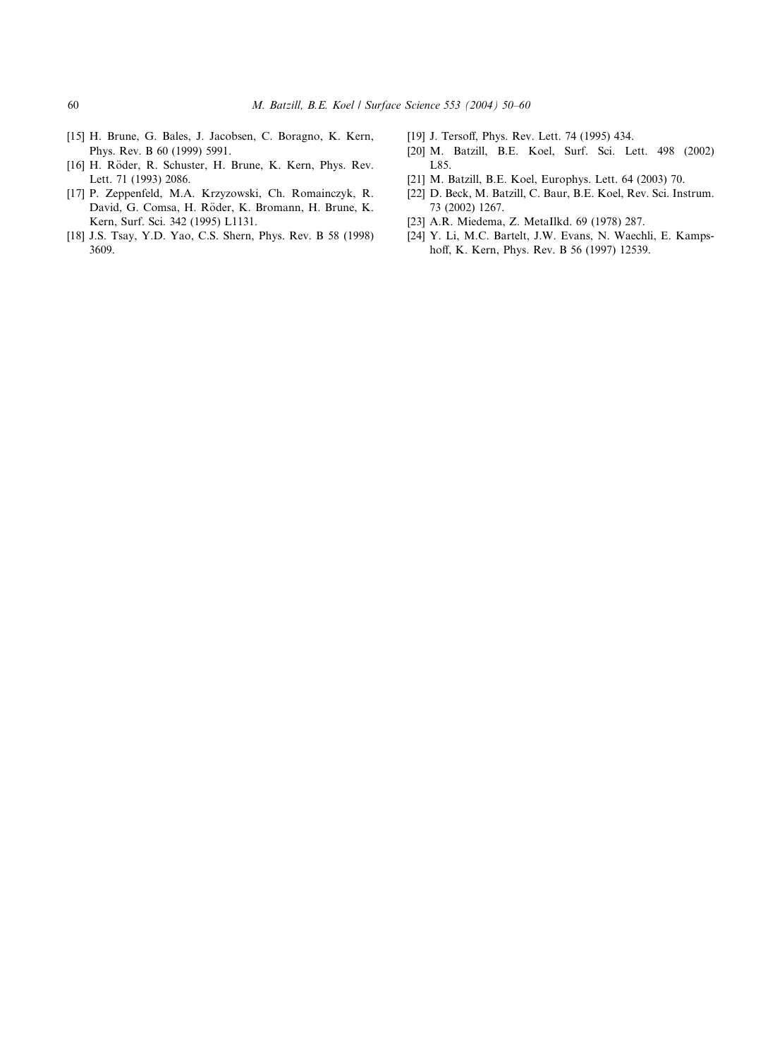[15] H. Brune, G. Bales, J. Jacobsen, C. Boragno, K. Kern, Phys. Rev. B 60 (1999) 5991.

[16] H. Röder, R. Schuster, H. Brune, K. Kern, Phys. Rev. Lett. 71 (1993) 2086.

[17] P. Zeppenfeld, M.A. Krzyzowski, Ch. Romainczyk, R. David, G. Comsa, H. Röder, K. Bromann, H. Brune, K. Kern, Surf. Sci. 342 (1995) L1131.

[18] J.S. Tsay, Y.D. Yao, C.S. Shern, Phys. Rev. B 58 (1998) 3609.

[19] J. Tersoff, Phys. Rev. Lett. 74 (1995) 434.

[20] M. Batzill, B.E. Koel, Surf. Sci. Lett. 498 (2002) L85.

[21] M. Batzill, B.E. Koel, Europhys. Lett. 64 (2003) 70.

[22] D. Beck, M. Batzill, C. Baur, B.E. Koel, Rev. Sci. Instrum. 73 (2002) 1267.

[23] A.R. Miedema, Z. MetaIlkd. 69 (1978) 287.

[24] Y. Li, M.C. Bartelt, J.W. Evans, N. Waechli, E. Kampshoff, K. Kern, Phys. Rev. B 56 (1997) 12539.